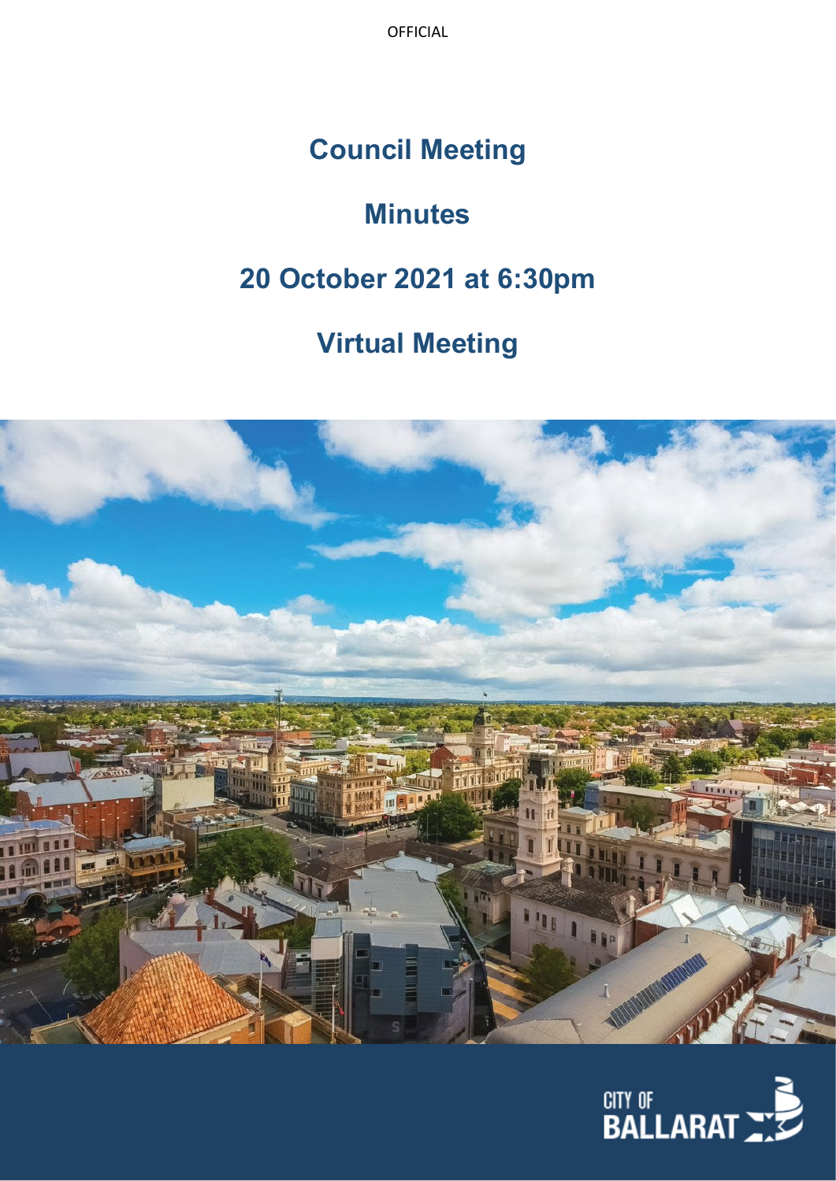OFFICIAL

# Council Meeting

# Minutes

# 20 October 2021 at 6:30pm

# Virtual Meeting

CITY OF BALLARAT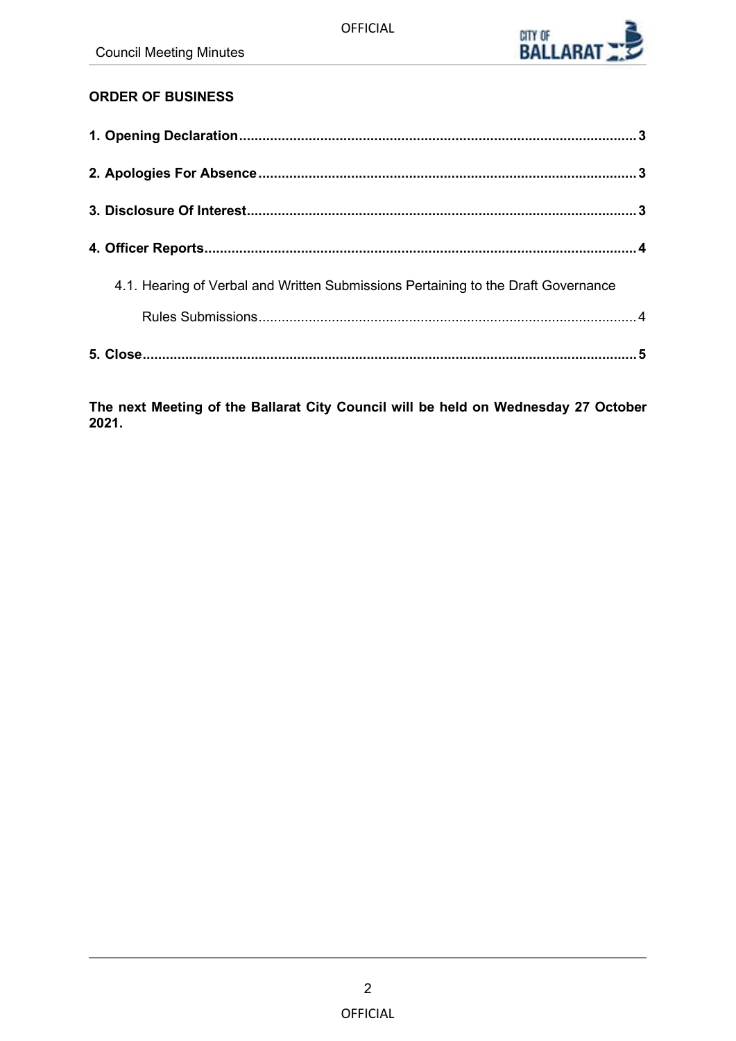**ORDER OF BUSINESS**

**1. Opening Declaration** ........ **3**

**2. Apologies For Absence** ........ **3**

**3. Disclosure Of Interest** ........ **3**

**4. Officer Reports** ........ **4**

4.1. Hearing of Verbal and Written Submissions Pertaining to the Draft Governance Rules Submissions ........ 4

**5. Close** ........ **5**

**The next Meeting of the Ballarat City Council will be held on Wednesday 27 October 2021.**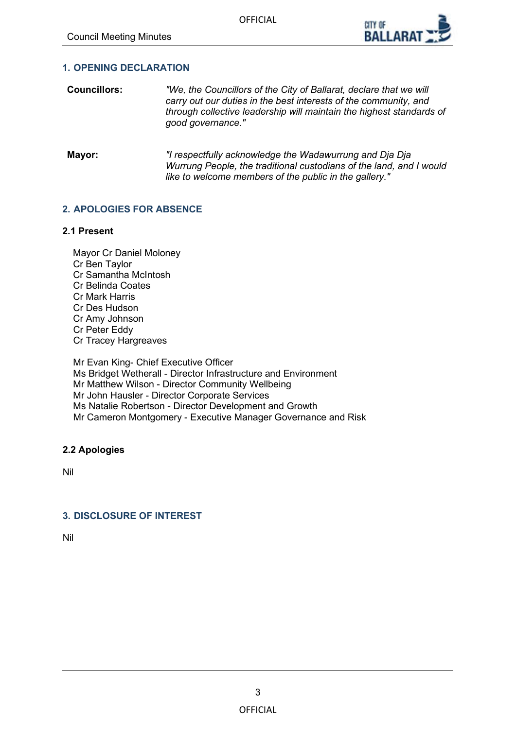## 1. OPENING DECLARATION

**Councillors:** *"We, the Councillors of the City of Ballarat, declare that we will carry out our duties in the best interests of the community, and through collective leadership will maintain the highest standards of good governance."*

**Mayor:** *"I respectfully acknowledge the Wadawurrung and Dja Dja Wurrung People, the traditional custodians of the land, and I would like to welcome members of the public in the gallery."*

## 2. APOLOGIES FOR ABSENCE

### 2.1 Present

Mayor Cr Daniel Moloney
Cr Ben Taylor
Cr Samantha McIntosh
Cr Belinda Coates
Cr Mark Harris
Cr Des Hudson
Cr Amy Johnson
Cr Peter Eddy
Cr Tracey Hargreaves

Mr Evan King- Chief Executive Officer
Ms Bridget Wetherall - Director Infrastructure and Environment
Mr Matthew Wilson - Director Community Wellbeing
Mr John Hausler - Director Corporate Services
Ms Natalie Robertson - Director Development and Growth
Mr Cameron Montgomery - Executive Manager Governance and Risk

### 2.2 Apologies

Nil

## 3. DISCLOSURE OF INTEREST

Nil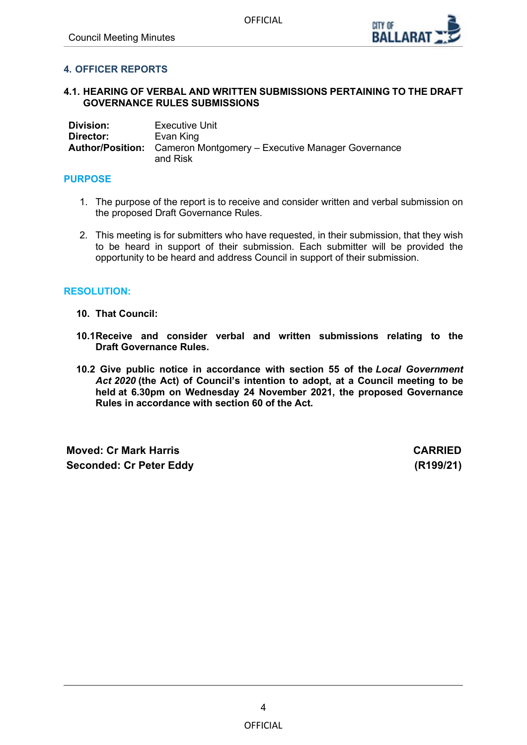## 4. OFFICER REPORTS

### 4.1. HEARING OF VERBAL AND WRITTEN SUBMISSIONS PERTAINING TO THE DRAFT GOVERNANCE RULES SUBMISSIONS

| | |
|---|---|
| **Division:** | Executive Unit |
| **Director:** | Evan King |
| **Author/Position:** | Cameron Montgomery – Executive Manager Governance and Risk |

#### PURPOSE

1. The purpose of the report is to receive and consider written and verbal submission on the proposed Draft Governance Rules.
2. This meeting is for submitters who have requested, in their submission, that they wish to be heard in support of their submission. Each submitter will be provided the opportunity to be heard and address Council in support of their submission.

#### RESOLUTION:

**10. That Council:**

**10.1 Receive and consider verbal and written submissions relating to the Draft Governance Rules.**

**10.2 Give public notice in accordance with section 55 of the *Local Government Act 2020* (the Act) of Council's intention to adopt, at a Council meeting to be held at 6.30pm on Wednesday 24 November 2021, the proposed Governance Rules in accordance with section 60 of the Act.**

**Moved: Cr Mark Harris** — **CARRIED**
**Seconded: Cr Peter Eddy** — **(R199/21)**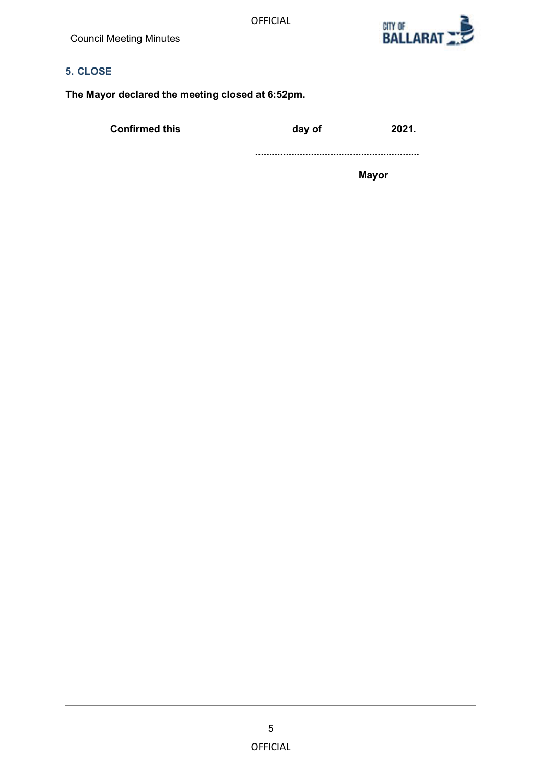## 5. CLOSE

**The Mayor declared the meeting closed at 6:52pm.**

**Confirmed this day of 2021.**

**..........................................................**

**Mayor**